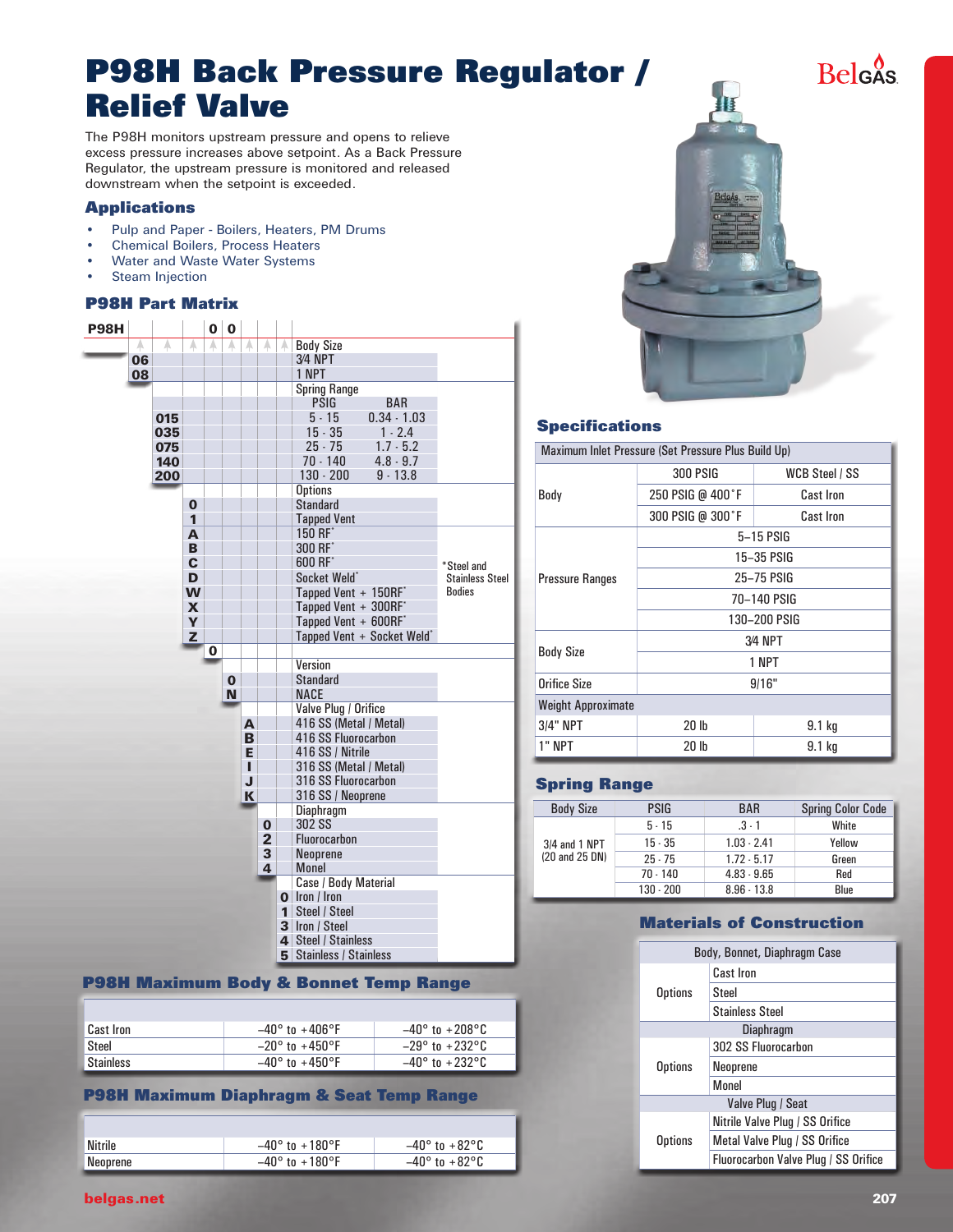# P98H Back Pressure Regulator / Relief Valve

The P98H monitors upstream pressure and opens to relieve excess pressure increases above setpoint. As a Back Pressure Regulator, the upstream pressure is monitored and released downstream when the setpoint is exceeded.

## Applications

- Pulp and Paper - Boilers, Heaters, PM Drums
- Chemical Boilers, Process Heaters
- Water and Waste Water Systems
- Steam Injection

## P98H Part Matrix

P98H __ __ __ 0 0 __ __ __

| Code | Description |
|---|---|
| | **Body Size** |
| 06 | 3/4 NPT |
| 08 | 1 NPT |
| | **Spring Range** (PSIG / BAR) |
| 015 | 5 - 15 / 0.34 - 1.03 |
| 035 | 15 - 35 / 1 - 2.4 |
| 075 | 25 - 75 / 1.7 - 5.2 |
| 140 | 70 - 140 / 4.8 - 9.7 |
| 200 | 130 - 200 / 9 - 13.8 |
| | **Options** |
| 0 | Standard |
| 1 | Tapped Vent |
| A | 150 RF* |
| B | 300 RF* |
| C | 600 RF* |
| D | Socket Weld* |
| W | Tapped Vent + 150RF* |
| X | Tapped Vent + 300RF* |
| Y | Tapped Vent + 600RF* |
| Z | Tapped Vent + Socket Weld* |
| 0 | |
| | **Version** |
| 0 | Standard |
| N | NACE |
| | **Valve Plug / Orifice** |
| A | 416 SS (Metal / Metal) |
| B | 416 SS Fluorocarbon |
| E | 416 SS / Nitrile |
| I | 316 SS (Metal / Metal) |
| J | 316 SS Fluorocarbon |
| K | 316 SS / Neoprene |
| | **Diaphragm** |
| 0 | 302 SS |
| 2 | Fluorocarbon |
| 3 | Neoprene |
| 4 | Monel |
| | **Case / Body Material** |
| 0 | Iron / Iron |
| 1 | Steel / Steel |
| 3 | Iron / Steel |
| 4 | Steel / Stainless |
| 5 | Stainless / Stainless |

*Steel and Stainless Steel Bodies

## P98H Maximum Body & Bonnet Temp Range

| | | |
|---|---|---|
| Cast Iron | –40° to +406°F | –40° to +208°C |
| Steel | –20° to +450°F | –29° to +232°C |
| Stainless | –40° to +450°F | –40° to +232°C |

## P98H Maximum Diaphragm & Seat Temp Range

| | | |
|---|---|---|
| Nitrile | –40° to +180°F | –40° to +82°C |
| Neoprene | –40° to +180°F | –40° to +82°C |

## Specifications

| Maximum Inlet Pressure (Set Pressure Plus Build Up) | | |
|---|---|---|
| Body | 300 PSIG | WCB Steel / SS |
| | 250 PSIG @ 400°F | Cast Iron |
| | 300 PSIG @ 300°F | Cast Iron |
| Pressure Ranges | 5–15 PSIG | |
| | 15–35 PSIG | |
| | 25–75 PSIG | |
| | 70–140 PSIG | |
| | 130–200 PSIG | |
| Body Size | 3/4 NPT | |
| | 1 NPT | |
| Orifice Size | 9/16" | |
| **Weight Approximate** | | |
| 3/4" NPT | 20 lb | 9.1 kg |
| 1" NPT | 20 lb | 9.1 kg |

## Spring Range

| Body Size | PSIG | BAR | Spring Color Code |
|---|---|---|---|
| 3/4 and 1 NPT (20 and 25 DN) | 5 - 15 | .3 - 1 | White |
| | 15 - 35 | 1.03 - 2.41 | Yellow |
| | 25 - 75 | 1.72 - 5.17 | Green |
| | 70 - 140 | 4.83 - 9.65 | Red |
| | 130 - 200 | 8.96 - 13.8 | Blue |

## Materials of Construction

| Body, Bonnet, Diaphragm Case | |
|---|---|
| Options | Cast Iron |
| | Steel |
| | Stainless Steel |
| **Diaphragm** | |
| Options | 302 SS Fluorocarbon |
| | Neoprene |
| | Monel |
| **Valve Plug / Seat** | |
| Options | Nitrile Valve Plug / SS Orifice |
| | Metal Valve Plug / SS Orifice |
| | Fluorocarbon Valve Plug / SS Orifice |

belgas.net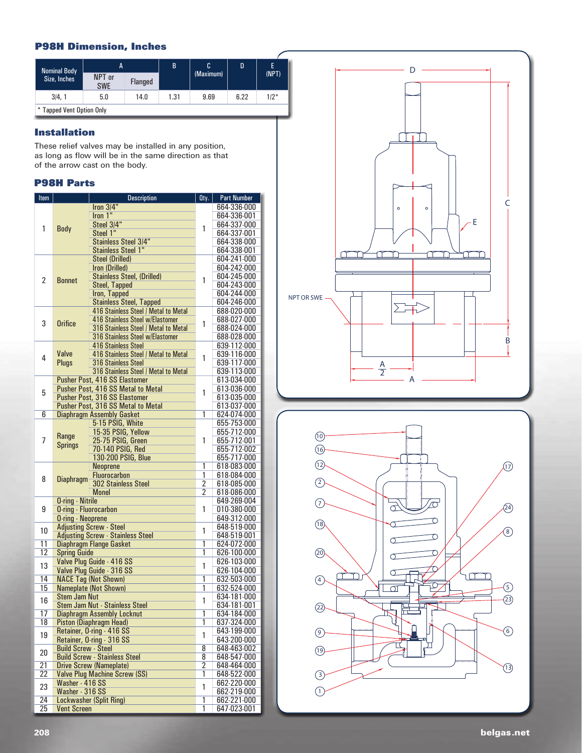## P98H Dimension, Inches

| Nominal Body Size, Inches | A | | B | C (Maximum) | D | E (NPT) |
|---|---|---|---|---|---|---|
| | NPT or SWE | Flanged | | | | |
| 3/4, 1 | 5.0 | 14.0 | 1.31 | 9.69 | 6.22 | 1/2* |

\* Tapped Vent Option Only

## Installation

These relief valves may be installed in any position, as long as flow will be in the same direction as that of the arrow cast on the body.

## P98H Parts

| Item | | Description | Qty. | Part Number |
|---|---|---|---|---|
| 1 | Body | Iron 3/4" | 1 | 664-336-000 |
| | | Iron 1" | | 664-336-001 |
| | | Steel 3/4" | | 664-337-000 |
| | | Steel 1" | | 664-337-001 |
| | | Stainless Steel 3/4" | | 664-338-000 |
| | | Stainless Steel 1" | | 664-338-001 |
| 2 | Bonnet | Steel (Drilled) | 1 | 604-241-000 |
| | | Iron (Drilled) | | 604-242-000 |
| | | Stainless Steel, (Drilled) | | 604-245-000 |
| | | Steel, Tapped | | 604-243-000 |
| | | Iron, Tapped | | 604-244-000 |
| | | Stainless Steel, Tapped | | 604-246-000 |
| 3 | Orifice | 416 Stainless Steel / Metal to Metal | 1 | 688-020-000 |
| | | 416 Stainless Steel w/Elastomer | | 688-027-000 |
| | | 316 Stainless Steel / Metal to Metal | | 688-024-000 |
| | | 316 Stainless Steel w/Elastomer | | 688-028-000 |
| 4 | Valve Plugs | 416 Stainless Steel | 1 | 639-112-000 |
| | | 416 Stainless Steel / Metal to Metal | | 639-116-000 |
| | | 316 Stainless Steel | | 639-117-000 |
| | | 316 Stainless Steel / Metal to Metal | | 639-113-000 |
| 5 | Pusher Post, 416 SS Elastomer | | 1 | 613-034-000 |
| | Pusher Post, 416 SS Metal to Metal | | | 613-036-000 |
| | Pusher Post, 316 SS Elastomer | | | 613-035-000 |
| | Pusher Post, 316 SS Metal to Metal | | | 613-037-000 |
| 6 | Diaphragm Assembly Gasket | | 1 | 624-074-000 |
| 7 | Range Springs | 5-15 PSIG, White | 1 | 655-753-000 |
| | | 15-35 PSIG, Yellow | | 655-712-000 |
| | | 25-75 PSIG, Green | | 655-712-001 |
| | | 70-140 PSIG, Red | | 655-712-002 |
| | | 130-200 PSIG, Blue | | 655-717-000 |
| 8 | Diaphragm | Neoprene | 1 | 618-083-000 |
| | | Fluorocarbon | 1 | 618-084-000 |
| | | 302 Stainless Steel | 2 | 618-085-000 |
| | | Monel | 2 | 618-086-000 |
| 9 | O-ring - Nitrile | | 1 | 649-269-004 |
| | O-ring - Fluorocarbon | | | 010-380-000 |
| | O-ring - Neoprene | | | 649-312-000 |
| 10 | Adjusting Screw - Steel | | 1 | 648-519-000 |
| | Adjusting Screw - Stainless Steel | | | 648-519-001 |
| 11 | Diaphragm Flange Gasket | | 1 | 624-072-000 |
| 12 | Spring Guide | | 1 | 626-100-000 |
| 13 | Valve Plug Guide - 416 SS | | 1 | 626-103-000 |
| | Valve Plug Guide - 316 SS | | | 626-104-000 |
| 14 | NACE Tag (Not Shown) | | 1 | 632-503-000 |
| 15 | Nameplate (Not Shown) | | 1 | 632-524-000 |
| 16 | Stem Jam Nut | | 1 | 634-181-000 |
| | Stem Jam Nut - Stainless Steel | | | 634-181-001 |
| 17 | Diaphragm Assembly Locknut | | 1 | 634-184-000 |
| 18 | Piston (Diaphragm Head) | | 1 | 637-324-000 |
| 19 | Retainer, O-ring - 416 SS | | 1 | 643-199-000 |
| | Retainer, O-ring - 316 SS | | | 643-200-000 |
| 20 | Build Screw - Steel | | 8 | 648-463-002 |
| | Build Screw - Stainless Steel | | 8 | 648-547-000 |
| 21 | Drive Screw (Nameplate) | | 2 | 648-464-000 |
| 22 | Valve Plug Machine Screw (SS) | | 1 | 648-522-000 |
| 23 | Washer - 416 SS | | 1 | 662-220-000 |
| | Washer - 316 SS | | | 662-219-000 |
| 24 | Lockwasher (Split Ring) | | 1 | 662-221-000 |
| 25 | Vent Screen | | 1 | 647-023-001 |

D
C
E
NPT OR SWE
B
A/2
A

10
16
12
2
7
18
20
4
22
9
19
3
1
17
24
8
5
23
6
13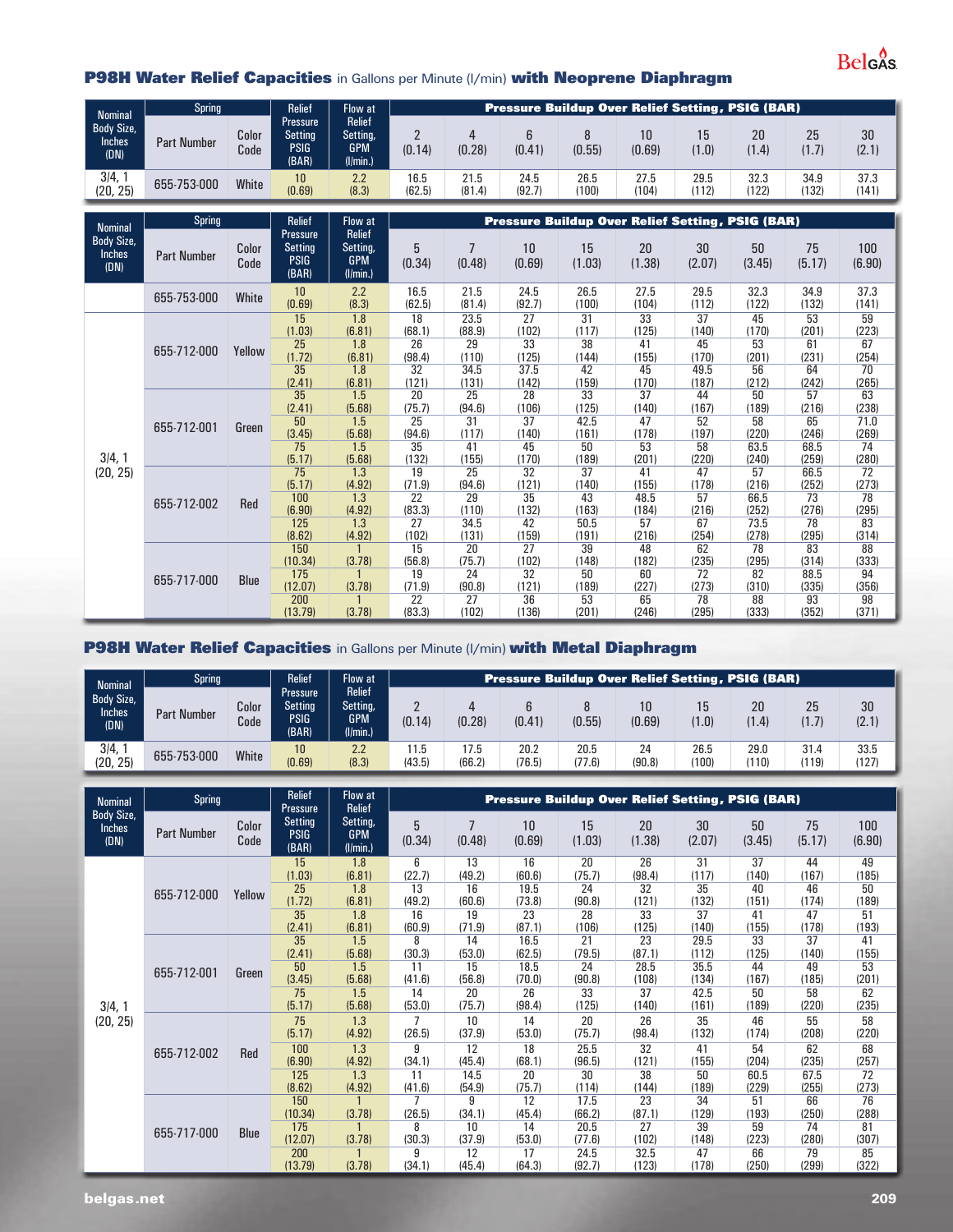## P98H Water Relief Capacities in Gallons per Minute (l/min) with Neoprene Diaphragm

| Nominal Body Size, Inches (DN) | Spring Part Number | Spring Color Code | Relief Pressure Setting PSIG (BAR) | Flow at Relief Setting, GPM (l/min.) | Pressure Buildup Over Relief Setting, PSIG (BAR) | | | | | | | | |
|---|---|---|---|---|---|---|---|---|---|---|---|---|---|
| | | | | | 2 (0.14) | 4 (0.28) | 6 (0.41) | 8 (0.55) | 10 (0.69) | 15 (1.0) | 20 (1.4) | 25 (1.7) | 30 (2.1) |
| 3/4, 1 (20, 25) | 655-753-000 | White | 10 (0.69) | 2.2 (8.3) | 16.5 (62.5) | 21.5 (81.4) | 24.5 (92.7) | 26.5 (100) | 27.5 (104) | 29.5 (112) | 32.3 (122) | 34.9 (132) | 37.3 (141) |

| Nominal Body Size, Inches (DN) | Spring Part Number | Spring Color Code | Relief Pressure Setting PSIG (BAR) | Flow at Relief Setting, GPM (l/min.) | Pressure Buildup Over Relief Setting, PSIG (BAR) | | | | | | | | |
|---|---|---|---|---|---|---|---|---|---|---|---|---|---|
| | | | | | 5 (0.34) | 7 (0.48) | 10 (0.69) | 15 (1.03) | 20 (1.38) | 30 (2.07) | 50 (3.45) | 75 (5.17) | 100 (6.90) |
| | 655-753-000 | White | 10 (0.69) | 2.2 (8.3) | 16.5 (62.5) | 21.5 (81.4) | 24.5 (92.7) | 26.5 (100) | 27.5 (104) | 29.5 (112) | 32.3 (122) | 34.9 (132) | 37.3 (141) |
| 3/4, 1 (20, 25) | 655-712-000 | Yellow | 15 (1.03) | 1.8 (6.81) | 18 (68.1) | 23.5 (88.9) | 27 (102) | 31 (117) | 33 (125) | 37 (140) | 45 (170) | 53 (201) | 59 (223) |
| | | | 25 (1.72) | 1.8 (6.81) | 26 (98.4) | 29 (110) | 33 (125) | 38 (144) | 41 (155) | 45 (170) | 53 (201) | 61 (231) | 67 (254) |
| | | | 35 (2.41) | 1.8 (6.81) | 32 (121) | 34.5 (131) | 37.5 (142) | 42 (159) | 45 (170) | 49.5 (187) | 56 (212) | 64 (242) | 70 (265) |
| | 655-712-001 | Green | 35 (2.41) | 1.5 (5.68) | 20 (75.7) | 25 (94.6) | 28 (106) | 33 (125) | 37 (140) | 44 (167) | 50 (189) | 57 (216) | 63 (238) |
| | | | 50 (3.45) | 1.5 (5.68) | 25 (94.6) | 31 (117) | 37 (140) | 42.5 (161) | 47 (178) | 52 (197) | 58 (220) | 65 (246) | 71.0 (269) |
| | | | 75 (5.17) | 1.5 (5.68) | 35 (132) | 41 (155) | 45 (170) | 50 (189) | 53 (201) | 58 (220) | 63.5 (240) | 68.5 (259) | 74 (280) |
| | 655-712-002 | Red | 75 (5.17) | 1.3 (4.92) | 19 (71.9) | 25 (94.6) | 32 (121) | 37 (140) | 41 (155) | 47 (178) | 57 (216) | 66.5 (252) | 72 (273) |
| | | | 100 (6.90) | 1.3 (4.92) | 22 (83.3) | 29 (110) | 35 (132) | 43 (163) | 48.5 (184) | 57 (216) | 66.5 (252) | 73 (276) | 78 (295) |
| | | | 125 (8.62) | 1.3 (4.92) | 27 (102) | 34.5 (131) | 42 (159) | 50.5 (191) | 57 (216) | 67 (254) | 73.5 (278) | 78 (295) | 83 (314) |
| | 655-717-000 | Blue | 150 (10.34) | 1 (3.78) | 15 (56.8) | 20 (75.7) | 27 (102) | 39 (148) | 48 (182) | 62 (235) | 78 (295) | 83 (314) | 88 (333) |
| | | | 175 (12.07) | 1 (3.78) | 19 (71.9) | 24 (90.8) | 32 (121) | 50 (189) | 60 (227) | 72 (273) | 82 (310) | 88.5 (335) | 94 (356) |
| | | | 200 (13.79) | 1 (3.78) | 22 (83.3) | 27 (102) | 36 (136) | 53 (201) | 65 (246) | 78 (295) | 88 (333) | 93 (352) | 98 (371) |

## P98H Water Relief Capacities in Gallons per Minute (l/min) with Metal Diaphragm

| Nominal Body Size, Inches (DN) | Spring Part Number | Spring Color Code | Relief Pressure Setting PSIG (BAR) | Flow at Relief Setting, GPM (l/min.) | Pressure Buildup Over Relief Setting, PSIG (BAR) | | | | | | | | |
|---|---|---|---|---|---|---|---|---|---|---|---|---|---|
| | | | | | 2 (0.14) | 4 (0.28) | 6 (0.41) | 8 (0.55) | 10 (0.69) | 15 (1.0) | 20 (1.4) | 25 (1.7) | 30 (2.1) |
| 3/4, 1 (20, 25) | 655-753-000 | White | 10 (0.69) | 2.2 (8.3) | 11.5 (43.5) | 17.5 (66.2) | 20.2 (76.5) | 20.5 (77.6) | 24 (90.8) | 26.5 (100) | 29.0 (110) | 31.4 (119) | 33.5 (127) |

| Nominal Body Size, Inches (DN) | Spring Part Number | Spring Color Code | Relief Pressure Setting PSIG (BAR) | Flow at Relief Setting, GPM (l/min.) | Pressure Buildup Over Relief Setting, PSIG (BAR) | | | | | | | | |
|---|---|---|---|---|---|---|---|---|---|---|---|---|---|
| | | | | | 5 (0.34) | 7 (0.48) | 10 (0.69) | 15 (1.03) | 20 (1.38) | 30 (2.07) | 50 (3.45) | 75 (5.17) | 100 (6.90) |
| 3/4, 1 (20, 25) | 655-712-000 | Yellow | 15 (1.03) | 1.8 (6.81) | 6 (22.7) | 13 (49.2) | 16 (60.6) | 20 (75.7) | 26 (98.4) | 31 (117) | 37 (140) | 44 (167) | 49 (185) |
| | | | 25 (1.72) | 1.8 (6.81) | 13 (49.2) | 16 (60.6) | 19.5 (73.8) | 24 (90.8) | 32 (121) | 35 (132) | 40 (151) | 46 (174) | 50 (189) |
| | | | 35 (2.41) | 1.8 (6.81) | 16 (60.9) | 19 (71.9) | 23 (87.1) | 28 (106) | 33 (125) | 37 (140) | 41 (155) | 47 (178) | 51 (193) |
| | 655-712-001 | Green | 35 (2.41) | 1.5 (5.68) | 8 (30.3) | 14 (53.0) | 16.5 (62.5) | 21 (79.5) | 23 (87.1) | 29.5 (112) | 33 (125) | 37 (140) | 41 (155) |
| | | | 50 (3.45) | 1.5 (5.68) | 11 (41.6) | 15 (56.8) | 18.5 (70.0) | 24 (90.8) | 28.5 (108) | 35.5 (134) | 44 (167) | 49 (185) | 53 (201) |
| | | | 75 (5.17) | 1.5 (5.68) | 14 (53.0) | 20 (75.7) | 26 (98.4) | 33 (125) | 37 (140) | 42.5 (161) | 50 (189) | 58 (220) | 62 (235) |
| | 655-712-002 | Red | 75 (5.17) | 1.3 (4.92) | 7 (26.5) | 10 (37.9) | 14 (53.0) | 20 (75.7) | 26 (98.4) | 35 (132) | 46 (174) | 55 (208) | 58 (220) |
| | | | 100 (6.90) | 1.3 (4.92) | 9 (34.1) | 12 (45.4) | 18 (68.1) | 25.5 (96.5) | 32 (121) | 41 (155) | 54 (204) | 62 (235) | 68 (257) |
| | | | 125 (8.62) | 1.3 (4.92) | 11 (41.6) | 14.5 (54.9) | 20 (75.7) | 30 (114) | 38 (144) | 50 (189) | 60.5 (229) | 67.5 (255) | 72 (273) |
| | 655-717-000 | Blue | 150 (10.34) | 1 (3.78) | 7 (26.5) | 9 (34.1) | 12 (45.4) | 17.5 (66.2) | 23 (87.1) | 34 (129) | 51 (193) | 66 (250) | 76 (288) |
| | | | 175 (12.07) | 1 (3.78) | 8 (30.3) | 10 (37.9) | 14 (53.0) | 20.5 (77.6) | 27 (102) | 39 (148) | 59 (223) | 74 (280) | 81 (307) |
| | | | 200 (13.79) | 1 (3.78) | 9 (34.1) | 12 (45.4) | 17 (64.3) | 24.5 (92.7) | 32.5 (123) | 47 (178) | 66 (250) | 79 (299) | 85 (322) |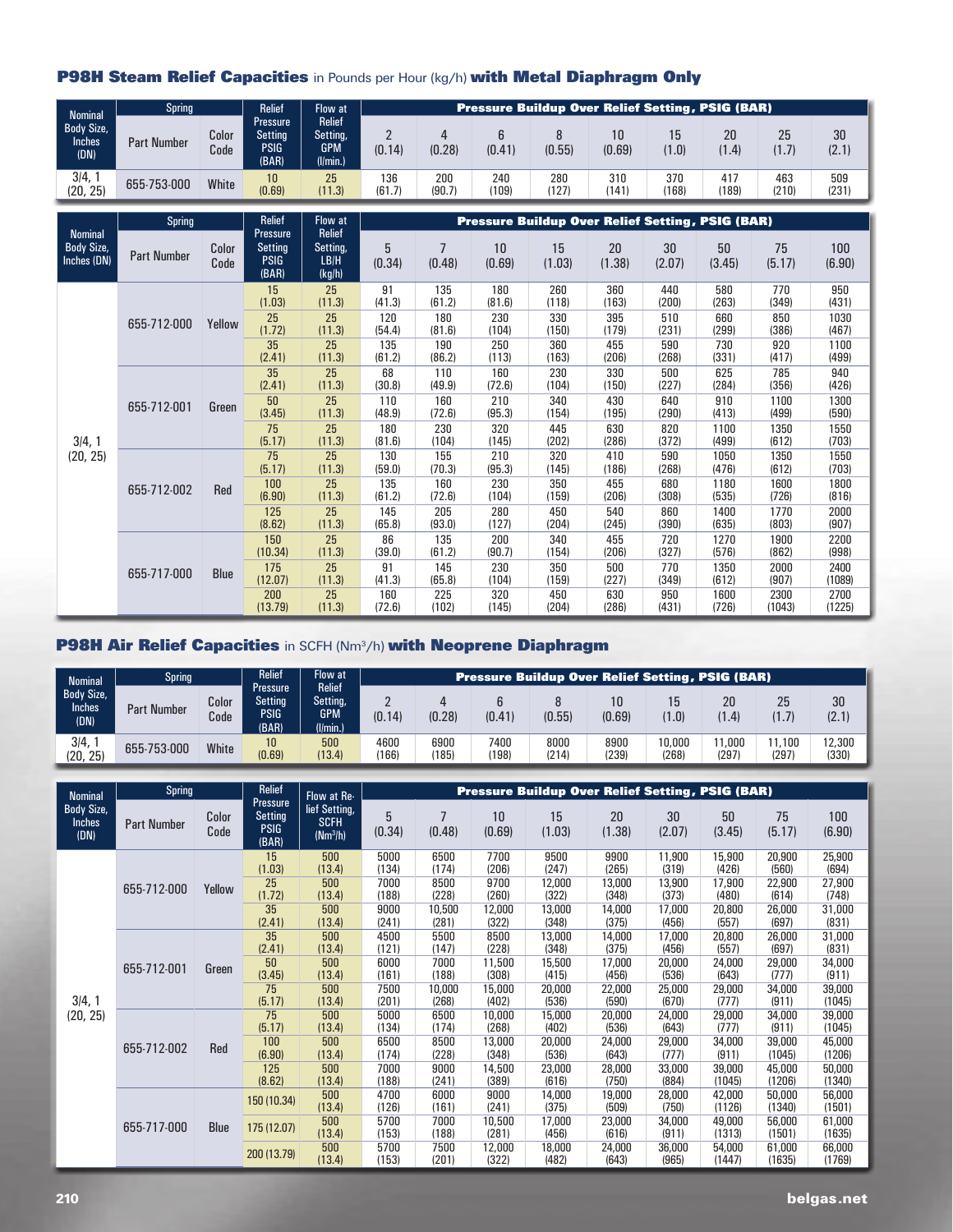## P98H Steam Relief Capacities in Pounds per Hour (kg/h) with Metal Diaphragm Only

| Nominal Body Size, Inches (DN) | Spring Part Number | Spring Color Code | Relief Pressure Setting PSIG (BAR) | Flow at Relief Setting, GPM (l/min.) | Pressure Buildup Over Relief Setting, PSIG (BAR) 2 (0.14) | 4 (0.28) | 6 (0.41) | 8 (0.55) | 10 (0.69) | 15 (1.0) | 20 (1.4) | 25 (1.7) | 30 (2.1) |
|---|---|---|---|---|---|---|---|---|---|---|---|---|---|
| 3/4, 1 (20, 25) | 655-753-000 | White | 10 (0.69) | 25 (11.3) | 136 (61.7) | 200 (90.7) | 240 (109) | 280 (127) | 310 (141) | 370 (168) | 417 (189) | 463 (210) | 509 (231) |

| Nominal Body Size, Inches (DN) | Spring Part Number | Spring Color Code | Relief Pressure Setting PSIG (BAR) | Flow at Relief Setting, LB/H (kg/h) | Pressure Buildup Over Relief Setting, PSIG (BAR) 5 (0.34) | 7 (0.48) | 10 (0.69) | 15 (1.03) | 20 (1.38) | 30 (2.07) | 50 (3.45) | 75 (5.17) | 100 (6.90) |
|---|---|---|---|---|---|---|---|---|---|---|---|---|---|
| 3/4, 1 (20, 25) | 655-712-000 | Yellow | 15 (1.03) | 25 (11.3) | 91 (41.3) | 135 (61.2) | 180 (81.6) | 260 (118) | 360 (163) | 440 (200) | 580 (263) | 770 (349) | 950 (431) |
| | | | 25 (1.72) | 25 (11.3) | 120 (54.4) | 180 (81.6) | 230 (104) | 330 (150) | 395 (179) | 510 (231) | 660 (299) | 850 (386) | 1030 (467) |
| | | | 35 (2.41) | 25 (11.3) | 135 (61.2) | 190 (86.2) | 250 (113) | 360 (163) | 455 (206) | 590 (268) | 730 (331) | 920 (417) | 1100 (499) |
| | 655-712-001 | Green | 35 (2.41) | 25 (11.3) | 68 (30.8) | 110 (49.9) | 160 (72.6) | 230 (104) | 330 (150) | 500 (227) | 625 (284) | 785 (356) | 940 (426) |
| | | | 50 (3.45) | 25 (11.3) | 110 (48.9) | 160 (72.6) | 210 (95.3) | 340 (154) | 430 (195) | 640 (290) | 910 (413) | 1100 (499) | 1300 (590) |
| | | | 75 (5.17) | 25 (11.3) | 180 (81.6) | 230 (104) | 320 (145) | 445 (202) | 630 (286) | 820 (372) | 1100 (499) | 1350 (612) | 1550 (703) |
| | 655-712-002 | Red | 75 (5.17) | 25 (11.3) | 130 (59.0) | 155 (70.3) | 210 (95.3) | 320 (145) | 410 (186) | 590 (268) | 1050 (476) | 1350 (612) | 1550 (703) |
| | | | 100 (6.90) | 25 (11.3) | 135 (61.2) | 160 (72.6) | 230 (104) | 350 (159) | 455 (206) | 680 (308) | 1180 (535) | 1600 (726) | 1800 (816) |
| | | | 125 (8.62) | 25 (11.3) | 145 (65.8) | 205 (93.0) | 280 (127) | 450 (204) | 540 (245) | 860 (390) | 1400 (635) | 1770 (803) | 2000 (907) |
| | 655-717-000 | Blue | 150 (10.34) | 25 (11.3) | 86 (39.0) | 135 (61.2) | 200 (90.7) | 340 (154) | 455 (206) | 720 (327) | 1270 (576) | 1900 (862) | 2200 (998) |
| | | | 175 (12.07) | 25 (11.3) | 91 (41.3) | 145 (65.8) | 230 (104) | 350 (159) | 500 (227) | 770 (349) | 1350 (612) | 2000 (907) | 2400 (1089) |
| | | | 200 (13.79) | 25 (11.3) | 160 (72.6) | 225 (102) | 320 (145) | 450 (204) | 630 (286) | 950 (431) | 1600 (726) | 2300 (1043) | 2700 (1225) |

## P98H Air Relief Capacities in SCFH (Nm³/h) with Neoprene Diaphragm

| Nominal Body Size, Inches (DN) | Spring Part Number | Spring Color Code | Relief Pressure Setting PSIG (BAR) | Flow at Relief Setting, GPM (l/min.) | Pressure Buildup Over Relief Setting, PSIG (BAR) 2 (0.14) | 4 (0.28) | 6 (0.41) | 8 (0.55) | 10 (0.69) | 15 (1.0) | 20 (1.4) | 25 (1.7) | 30 (2.1) |
|---|---|---|---|---|---|---|---|---|---|---|---|---|---|
| 3/4, 1 (20, 25) | 655-753-000 | White | 10 (0.69) | 500 (13.4) | 4600 (166) | 6900 (185) | 7400 (198) | 8000 (214) | 8900 (239) | 10,000 (268) | 11,000 (297) | 11,100 (297) | 12,300 (330) |

| Nominal Body Size, Inches (DN) | Spring Part Number | Spring Color Code | Relief Pressure Setting PSIG (BAR) | Flow at Relief Setting, SCFH (Nm³/h) | Pressure Buildup Over Relief Setting, PSIG (BAR) 5 (0.34) | 7 (0.48) | 10 (0.69) | 15 (1.03) | 20 (1.38) | 30 (2.07) | 50 (3.45) | 75 (5.17) | 100 (6.90) |
|---|---|---|---|---|---|---|---|---|---|---|---|---|---|
| 3/4, 1 (20, 25) | 655-712-000 | Yellow | 15 (1.03) | 500 (13.4) | 5000 (134) | 6500 (174) | 7700 (206) | 9500 (247) | 9900 (265) | 11,900 (319) | 15,900 (426) | 20,900 (560) | 25,900 (694) |
| | | | 25 (1.72) | 500 (13.4) | 7000 (188) | 8500 (228) | 9700 (260) | 12,000 (322) | 13,000 (348) | 13,900 (373) | 17,900 (480) | 22,900 (614) | 27,900 (748) |
| | | | 35 (2.41) | 500 (13.4) | 9000 (241) | 10,500 (281) | 12,000 (322) | 13,000 (348) | 14,000 (375) | 17,000 (456) | 20,800 (557) | 26,000 (697) | 31,000 (831) |
| | 655-712-001 | Green | 35 (2.41) | 500 (13.4) | 4500 (121) | 5500 (147) | 8500 (228) | 13,000 (348) | 14,000 (375) | 17,000 (456) | 20,800 (557) | 26,000 (697) | 31,000 (831) |
| | | | 50 (3.45) | 500 (13.4) | 6000 (161) | 7000 (188) | 11,500 (308) | 15,500 (415) | 17,000 (456) | 20,000 (536) | 24,000 (643) | 29,000 (777) | 34,000 (911) |
| | | | 75 (5.17) | 500 (13.4) | 7500 (201) | 10,000 (268) | 15,000 (402) | 20,000 (536) | 22,000 (590) | 25,000 (670) | 29,000 (777) | 34,000 (911) | 39,000 (1045) |
| | 655-712-002 | Red | 75 (5.17) | 500 (13.4) | 5000 (134) | 6500 (174) | 10,000 (268) | 15,000 (402) | 20,000 (536) | 24,000 (643) | 29,000 (777) | 34,000 (911) | 39,000 (1045) |
| | | | 100 (6.90) | 500 (13.4) | 6500 (174) | 8500 (228) | 13,000 (348) | 20,000 (536) | 24,000 (643) | 29,000 (777) | 34,000 (911) | 39,000 (1045) | 45,000 (1206) |
| | | | 125 (8.62) | 500 (13.4) | 7000 (188) | 9000 (241) | 14,500 (389) | 23,000 (616) | 28,000 (750) | 33,000 (884) | 39,000 (1045) | 45,000 (1206) | 50,000 (1340) |
| | 655-717-000 | Blue | 150 (10.34) | 500 (13.4) | 4700 (126) | 6000 (161) | 9000 (241) | 14,000 (375) | 19,000 (509) | 28,000 (750) | 42,000 (1126) | 50,000 (1340) | 56,000 (1501) |
| | | | 175 (12.07) | 500 (13.4) | 5700 (153) | 7000 (188) | 10,500 (281) | 17,000 (456) | 23,000 (616) | 34,000 (911) | 49,000 (1313) | 56,000 (1501) | 61,000 (1635) |
| | | | 200 (13.79) | 500 (13.4) | 5700 (153) | 7500 (201) | 12,000 (322) | 18,000 (482) | 24,000 (643) | 36,000 (965) | 54,000 (1447) | 61,000 (1635) | 66,000 (1769) |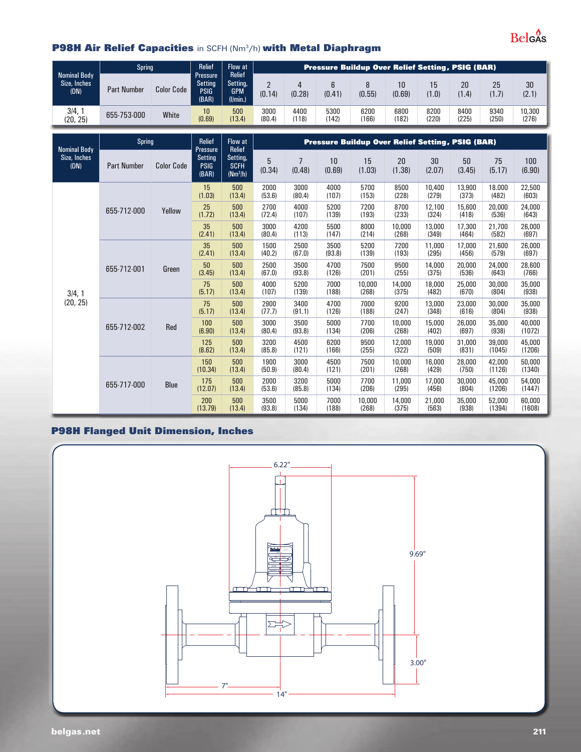## P98H Air Relief Capacities in SCFH (Nm³/h) with Metal Diaphragm

| Nominal Body Size, Inches (DN) | Spring | | Relief Pressure Setting PSIG (BAR) | Flow at Relief Setting, GPM (l/min.) | Pressure Buildup Over Relief Setting, PSIG (BAR) | | | | | | | | |
|---|---|---|---|---|---|---|---|---|---|---|---|---|---|
| | Part Number | Color Code | | | 2 (0.14) | 4 (0.28) | 6 (0.41) | 8 (0.55) | 10 (0.69) | 15 (1.0) | 20 (1.4) | 25 (1.7) | 30 (2.1) |
| 3/4, 1 (20, 25) | 655-753-000 | White | 10 (0.69) | 500 (13.4) | 3000 (80.4) | 4400 (118) | 5300 (142) | 6200 (166) | 6800 (182) | 8200 (220) | 8400 (225) | 9340 (250) | 10,300 (276) |

| Nominal Body Size, Inches (DN) | Spring | | Relief Pressure Setting PSIG (BAR) | Flow at Relief Setting, SCFH (Nm³/h) | Pressure Buildup Over Relief Setting, PSIG (BAR) | | | | | | | | |
|---|---|---|---|---|---|---|---|---|---|---|---|---|---|
| | Part Number | Color Code | | | 5 (0.34) | 7 (0.48) | 10 (0.69) | 15 (1.03) | 20 (1.38) | 30 (2.07) | 50 (3.45) | 75 (5.17) | 100 (6.90) |
| 3/4, 1 (20, 25) | 655-712-000 | Yellow | 15 (1.03) | 500 (13.4) | 2000 (53.6) | 3000 (80.4) | 4000 (107) | 5700 (153) | 8500 (228) | 10,400 (279) | 13,900 (373) | 18,000 (482) | 22,500 (603) |
| | | | 25 (1.72) | 500 (13.4) | 2700 (72.4) | 4000 (107) | 5200 (139) | 7200 (193) | 8700 (233) | 12,100 (324) | 15,600 (418) | 20,000 (536) | 24,000 (643) |
| | | | 35 (2.41) | 500 (13.4) | 3000 (80.4) | 4200 (113) | 5500 (147) | 8000 (214) | 10,000 (268) | 13,000 (349) | 17,300 (464) | 21,700 (582) | 26,000 (697) |
| | 655-712-001 | Green | 35 (2.41) | 500 (13.4) | 1500 (40.2) | 2500 (67.0) | 3500 (93.8) | 5200 (139) | 7200 (193) | 11,000 (295) | 17,000 (456) | 21,600 (579) | 26,000 (697) |
| | | | 50 (3.45) | 500 (13.4) | 2500 (67.0) | 3500 (93.8) | 4700 (126) | 7500 (201) | 9500 (255) | 14,000 (375) | 20,000 (536) | 24,000 (643) | 28,600 (766) |
| | | | 75 (5.17) | 500 (13.4) | 4000 (107) | 5200 (139) | 7000 (188) | 10,000 (268) | 14,000 (375) | 18,000 (482) | 25,000 (670) | 30,000 (804) | 35,000 (938) |
| | 655-712-002 | Red | 75 (5.17) | 500 (13.4) | 2900 (77.7) | 3400 (91.1) | 4700 (126) | 7000 (188) | 9200 (247) | 13,000 (348) | 23,000 (616) | 30,000 (804) | 35,000 (938) |
| | | | 100 (6.90) | 500 (13.4) | 3000 (80.4) | 3500 (93.8) | 5000 (134) | 7700 (206) | 10,000 (268) | 15,000 (402) | 26,000 (697) | 35,000 (938) | 40,000 (1072) |
| | | | 125 (8.62) | 500 (13.4) | 3200 (85.8) | 4500 (121) | 6200 (166) | 9500 (255) | 12,000 (322) | 19,000 (509) | 31,000 (831) | 39,000 (1045) | 45,000 (1206) |
| | 655-717-000 | Blue | 150 (10.34) | 500 (13.4) | 1900 (50.9) | 3000 (80.4) | 4500 (121) | 7500 (201) | 10,000 (268) | 16,000 (429) | 28,000 (750) | 42,000 (1126) | 50,000 (1340) |
| | | | 175 (12.07) | 500 (13.4) | 2000 (53.6) | 3200 (85.8) | 5000 (134) | 7700 (206) | 11,000 (295) | 17,000 (456) | 30,000 (804) | 45,000 (1206) | 54,000 (1447) |
| | | | 200 (13.79) | 500 (13.4) | 3500 (93.8) | 5000 (134) | 7000 (188) | 10,000 (268) | 14,000 (375) | 21,000 (563) | 35,000 (938) | 52,000 (1394) | 60,000 (1608) |

## P98H Flanged Unit Dimension, Inches

6.22"

9.69"

3.00"

7"

14"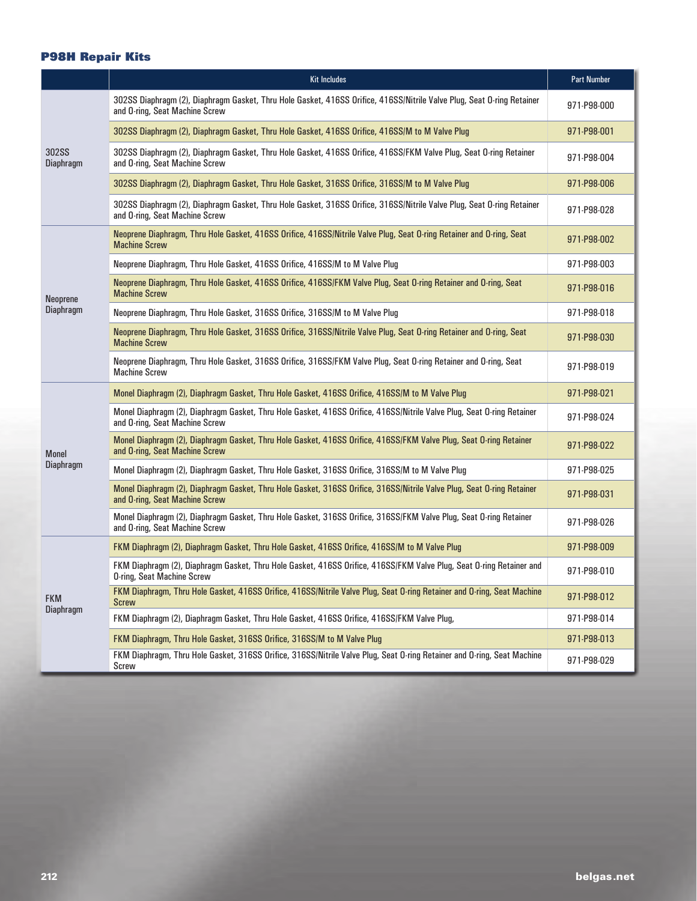## P98H Repair Kits

| | Kit Includes | Part Number |
|---|---|---|
| 302SS Diaphragm | 302SS Diaphragm (2), Diaphragm Gasket, Thru Hole Gasket, 416SS Orifice, 416SS/Nitrile Valve Plug, Seat O-ring Retainer and O-ring, Seat Machine Screw | 971-P98-000 |
| | 302SS Diaphragm (2), Diaphragm Gasket, Thru Hole Gasket, 416SS Orifice, 416SS/M to M Valve Plug | 971-P98-001 |
| | 302SS Diaphragm (2), Diaphragm Gasket, Thru Hole Gasket, 416SS Orifice, 416SS/FKM Valve Plug, Seat O-ring Retainer and O-ring, Seat Machine Screw | 971-P98-004 |
| | 302SS Diaphragm (2), Diaphragm Gasket, Thru Hole Gasket, 316SS Orifice, 316SS/M to M Valve Plug | 971-P98-006 |
| | 302SS Diaphragm (2), Diaphragm Gasket, Thru Hole Gasket, 316SS Orifice, 316SS/Nitrile Valve Plug, Seat O-ring Retainer and O-ring, Seat Machine Screw | 971-P98-028 |
| Neoprene Diaphragm | Neoprene Diaphragm, Thru Hole Gasket, 416SS Orifice, 416SS/Nitrile Valve Plug, Seat O-ring Retainer and O-ring, Seat Machine Screw | 971-P98-002 |
| | Neoprene Diaphragm, Thru Hole Gasket, 416SS Orifice, 416SS/M to M Valve Plug | 971-P98-003 |
| | Neoprene Diaphragm, Thru Hole Gasket, 416SS Orifice, 416SS/FKM Valve Plug, Seat O-ring Retainer and O-ring, Seat Machine Screw | 971-P98-016 |
| | Neoprene Diaphragm, Thru Hole Gasket, 316SS Orifice, 316SS/M to M Valve Plug | 971-P98-018 |
| | Neoprene Diaphragm, Thru Hole Gasket, 316SS Orifice, 316SS/Nitrile Valve Plug, Seat O-ring Retainer and O-ring, Seat Machine Screw | 971-P98-030 |
| | Neoprene Diaphragm, Thru Hole Gasket, 316SS Orifice, 316SS/FKM Valve Plug, Seat O-ring Retainer and O-ring, Seat Machine Screw | 971-P98-019 |
| Monel Diaphragm | Monel Diaphragm (2), Diaphragm Gasket, Thru Hole Gasket, 416SS Orifice, 416SS/M to M Valve Plug | 971-P98-021 |
| | Monel Diaphragm (2), Diaphragm Gasket, Thru Hole Gasket, 416SS Orifice, 416SS/Nitrile Valve Plug, Seat O-ring Retainer and O-ring, Seat Machine Screw | 971-P98-024 |
| | Monel Diaphragm (2), Diaphragm Gasket, Thru Hole Gasket, 416SS Orifice, 416SS/FKM Valve Plug, Seat O-ring Retainer and O-ring, Seat Machine Screw | 971-P98-022 |
| | Monel Diaphragm (2), Diaphragm Gasket, Thru Hole Gasket, 316SS Orifice, 316SS/M to M Valve Plug | 971-P98-025 |
| | Monel Diaphragm (2), Diaphragm Gasket, Thru Hole Gasket, 316SS Orifice, 316SS/Nitrile Valve Plug, Seat O-ring Retainer and O-ring, Seat Machine Screw | 971-P98-031 |
| | Monel Diaphragm (2), Diaphragm Gasket, Thru Hole Gasket, 316SS Orifice, 316SS/FKM Valve Plug, Seat O-ring Retainer and O-ring, Seat Machine Screw | 971-P98-026 |
| FKM Diaphragm | FKM Diaphragm (2), Diaphragm Gasket, Thru Hole Gasket, 416SS Orifice, 416SS/M to M Valve Plug | 971-P98-009 |
| | FKM Diaphragm (2), Diaphragm Gasket, Thru Hole Gasket, 416SS Orifice, 416SS/FKM Valve Plug, Seat O-ring Retainer and O-ring, Seat Machine Screw | 971-P98-010 |
| | FKM Diaphragm, Thru Hole Gasket, 416SS Orifice, 416SS/Nitrile Valve Plug, Seat O-ring Retainer and O-ring, Seat Machine Screw | 971-P98-012 |
| | FKM Diaphragm (2), Diaphragm Gasket, Thru Hole Gasket, 416SS Orifice, 416SS/FKM Valve Plug, | 971-P98-014 |
| | FKM Diaphragm, Thru Hole Gasket, 316SS Orifice, 316SS/M to M Valve Plug | 971-P98-013 |
| | FKM Diaphragm, Thru Hole Gasket, 316SS Orifice, 316SS/Nitrile Valve Plug, Seat O-ring Retainer and O-ring, Seat Machine Screw | 971-P98-029 |